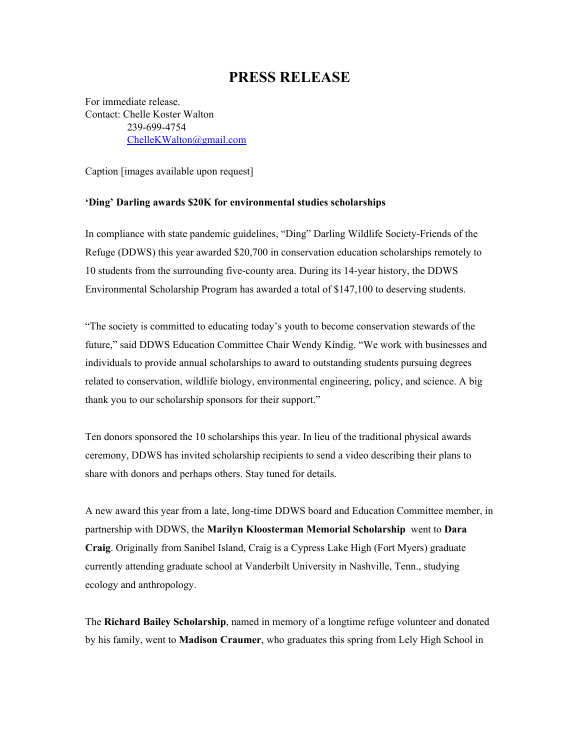# PRESS RELEASE

For immediate release.
Contact: Chelle Koster Walton
239-699-4754
ChelleKWalton@gmail.com

Caption [images available upon request]

**'Ding' Darling awards $20K for environmental studies scholarships**

In compliance with state pandemic guidelines, "Ding" Darling Wildlife Society-Friends of the Refuge (DDWS) this year awarded $20,700 in conservation education scholarships remotely to 10 students from the surrounding five-county area. During its 14-year history, the DDWS Environmental Scholarship Program has awarded a total of $147,100 to deserving students.

"The society is committed to educating today's youth to become conservation stewards of the future," said DDWS Education Committee Chair Wendy Kindig. "We work with businesses and individuals to provide annual scholarships to award to outstanding students pursuing degrees related to conservation, wildlife biology, environmental engineering, policy, and science. A big thank you to our scholarship sponsors for their support."

Ten donors sponsored the 10 scholarships this year. In lieu of the traditional physical awards ceremony, DDWS has invited scholarship recipients to send a video describing their plans to share with donors and perhaps others. Stay tuned for details.

A new award this year from a late, long-time DDWS board and Education Committee member, in partnership with DDWS, the **Marilyn Kloosterman Memorial Scholarship** went to **Dara Craig**. Originally from Sanibel Island, Craig is a Cypress Lake High (Fort Myers) graduate currently attending graduate school at Vanderbilt University in Nashville, Tenn., studying ecology and anthropology.

The **Richard Bailey Scholarship**, named in memory of a longtime refuge volunteer and donated by his family, went to **Madison Craumer**, who graduates this spring from Lely High School in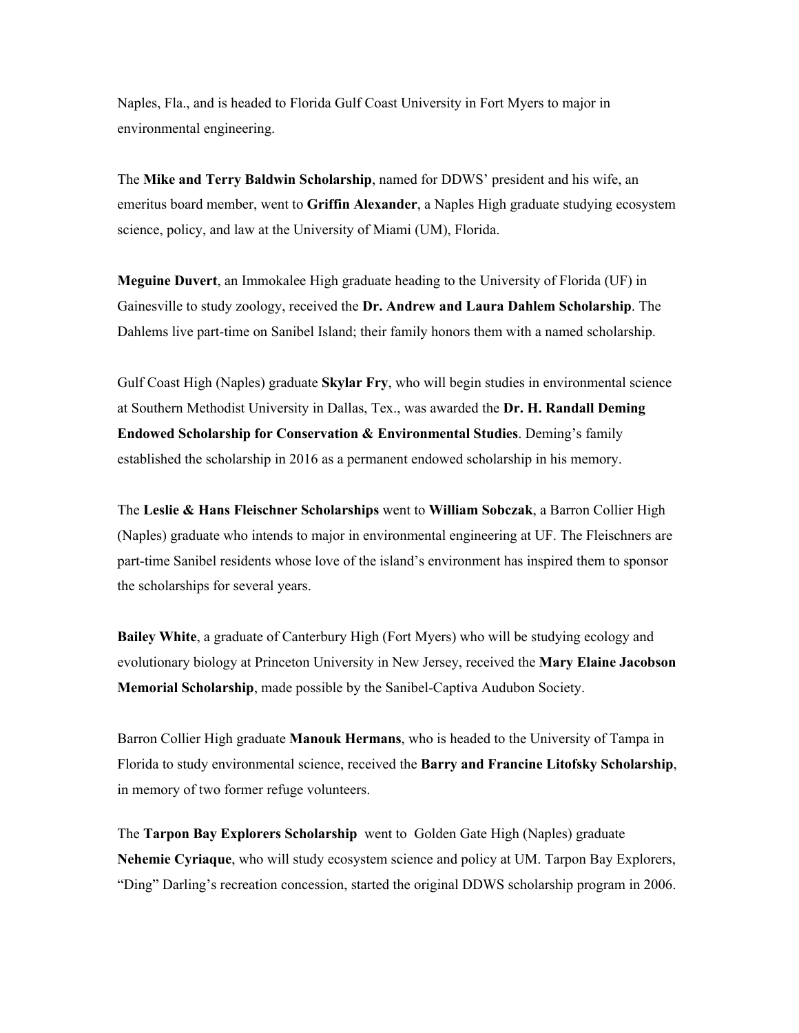Naples, Fla., and is headed to Florida Gulf Coast University in Fort Myers to major in environmental engineering.

The **Mike and Terry Baldwin Scholarship**, named for DDWS' president and his wife, an emeritus board member, went to **Griffin Alexander**, a Naples High graduate studying ecosystem science, policy, and law at the University of Miami (UM), Florida.

**Meguine Duvert**, an Immokalee High graduate heading to the University of Florida (UF) in Gainesville to study zoology, received the **Dr. Andrew and Laura Dahlem Scholarship**. The Dahlems live part-time on Sanibel Island; their family honors them with a named scholarship.

Gulf Coast High (Naples) graduate **Skylar Fry**, who will begin studies in environmental science at Southern Methodist University in Dallas, Tex., was awarded the **Dr. H. Randall Deming Endowed Scholarship for Conservation & Environmental Studies**. Deming's family established the scholarship in 2016 as a permanent endowed scholarship in his memory.

The **Leslie & Hans Fleischner Scholarships** went to **William Sobczak**, a Barron Collier High (Naples) graduate who intends to major in environmental engineering at UF. The Fleischners are part-time Sanibel residents whose love of the island's environment has inspired them to sponsor the scholarships for several years.

**Bailey White**, a graduate of Canterbury High (Fort Myers) who will be studying ecology and evolutionary biology at Princeton University in New Jersey, received the **Mary Elaine Jacobson Memorial Scholarship**, made possible by the Sanibel-Captiva Audubon Society.

Barron Collier High graduate **Manouk Hermans**, who is headed to the University of Tampa in Florida to study environmental science, received the **Barry and Francine Litofsky Scholarship**, in memory of two former refuge volunteers.

The **Tarpon Bay Explorers Scholarship** went to Golden Gate High (Naples) graduate **Nehemie Cyriaque**, who will study ecosystem science and policy at UM. Tarpon Bay Explorers, "Ding" Darling's recreation concession, started the original DDWS scholarship program in 2006.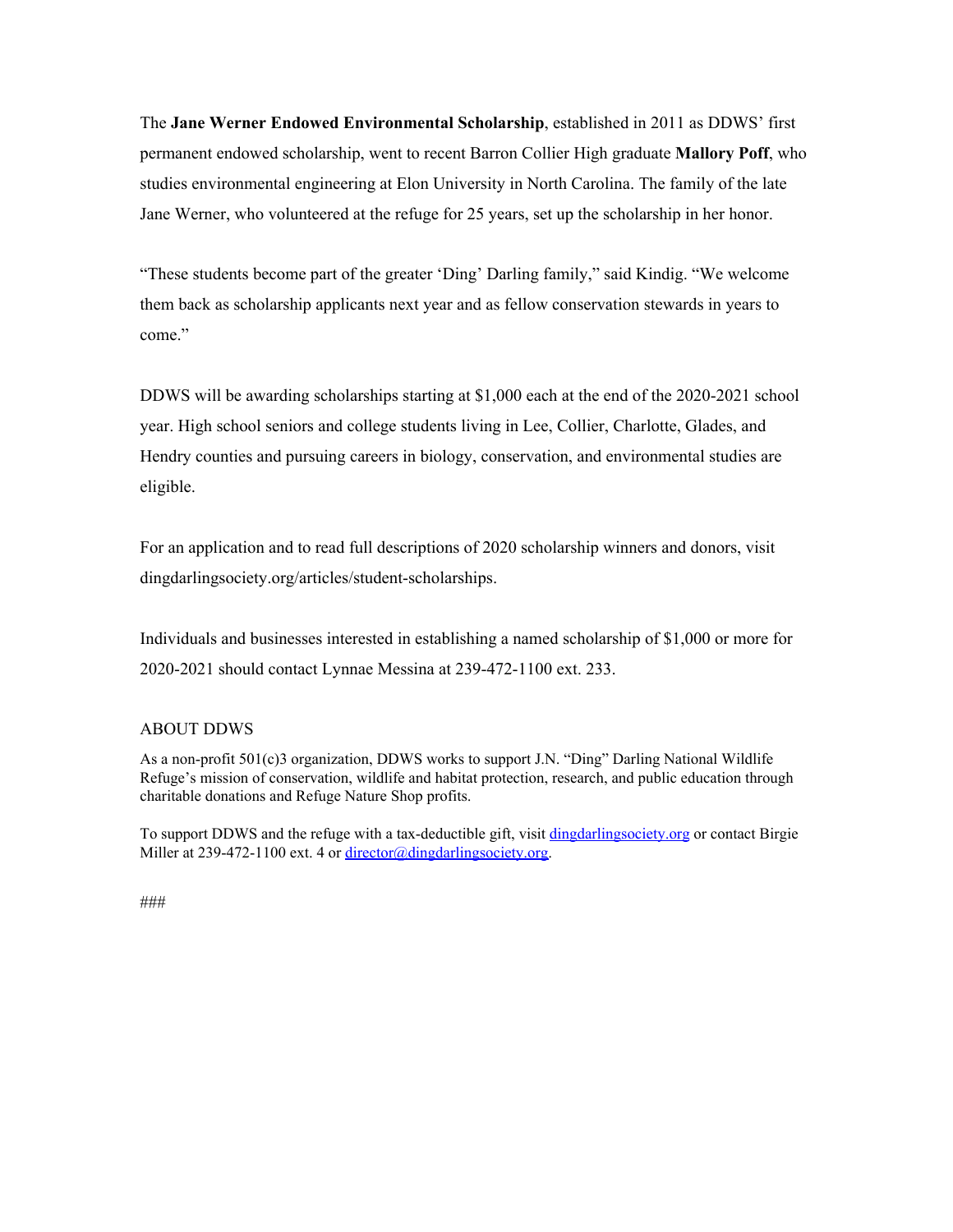The **Jane Werner Endowed Environmental Scholarship**, established in 2011 as DDWS' first permanent endowed scholarship, went to recent Barron Collier High graduate **Mallory Poff**, who studies environmental engineering at Elon University in North Carolina. The family of the late Jane Werner, who volunteered at the refuge for 25 years, set up the scholarship in her honor.

"These students become part of the greater 'Ding' Darling family," said Kindig. "We welcome them back as scholarship applicants next year and as fellow conservation stewards in years to come."

DDWS will be awarding scholarships starting at $1,000 each at the end of the 2020-2021 school year. High school seniors and college students living in Lee, Collier, Charlotte, Glades, and Hendry counties and pursuing careers in biology, conservation, and environmental studies are eligible.

For an application and to read full descriptions of 2020 scholarship winners and donors, visit dingdarlingsociety.org/articles/student-scholarships.

Individuals and businesses interested in establishing a named scholarship of $1,000 or more for 2020-2021 should contact Lynnae Messina at 239-472-1100 ext. 233.

ABOUT DDWS

As a non-profit 501(c)3 organization, DDWS works to support J.N. "Ding" Darling National Wildlife Refuge's mission of conservation, wildlife and habitat protection, research, and public education through charitable donations and Refuge Nature Shop profits.

To support DDWS and the refuge with a tax-deductible gift, visit [dingdarlingsociety.org](dingdarlingsociety.org) or contact Birgie Miller at 239-472-1100 ext. 4 or [director@dingdarlingsociety.org](mailto:director@dingdarlingsociety.org).

###